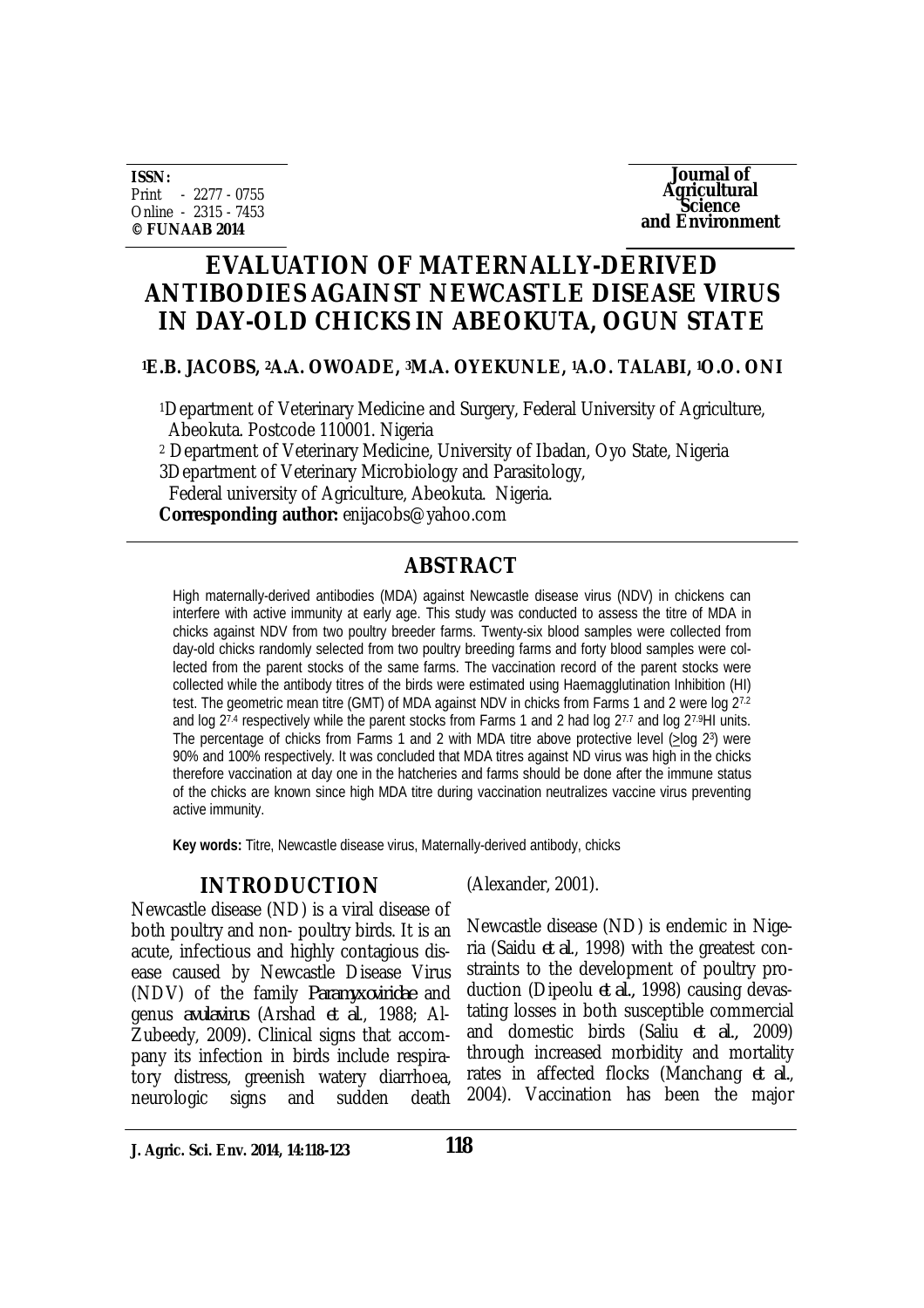**ISSN:**
Print - 2277 - 0755
Online - 2315 - 7453
**© FUNAAB 2014**

**Journal of Agricultural Science and Environment**

# EVALUATION OF MATERNALLY-DERIVED ANTIBODIES AGAINST NEWCASTLE DISEASE VIRUS IN DAY-OLD CHICKS IN ABEOKUTA, OGUN STATE

**[1]E.B. JACOBS, [2]A.A. OWOADE, [3]M.A. OYEKUNLE, [1]A.O. TALABI, [1]O.O. ONI**

[1]Department of Veterinary Medicine and Surgery, Federal University of Agriculture, Abeokuta. Postcode 110001. Nigeria
[2] Department of Veterinary Medicine, University of Ibadan, Oyo State, Nigeria
3Department of Veterinary Microbiology and Parasitology, Federal university of Agriculture, Abeokuta. Nigeria.
**Corresponding author:** enijacobs@yahoo.com

## ABSTRACT

High maternally-derived antibodies (MDA) against Newcastle disease virus (NDV) in chickens can interfere with active immunity at early age. This study was conducted to assess the titre of MDA in chicks against NDV from two poultry breeder farms. Twenty-six blood samples were collected from day-old chicks randomly selected from two poultry breeding farms and forty blood samples were collected from the parent stocks of the same farms. The vaccination record of the parent stocks were collected while the antibody titres of the birds were estimated using Haemagglutination Inhibition (HI) test. The geometric mean titre (GMT) of MDA against NDV in chicks from Farms 1 and 2 were log $2^{7.2}$ and log $2^{7.4}$ respectively while the parent stocks from Farms 1 and 2 had log $2^{7.7}$ and log $2^{7.9}$HI units. The percentage of chicks from Farms 1 and 2 with MDA titre above protective level ($\geq$log $2^3$) were 90% and 100% respectively. It was concluded that MDA titres against ND virus was high in the chicks therefore vaccination at day one in the hatcheries and farms should be done after the immune status of the chicks are known since high MDA titre during vaccination neutralizes vaccine virus preventing active immunity.

**Key words:** Titre, Newcastle disease virus, Maternally-derived antibody, chicks

## INTRODUCTION

Newcastle disease (ND) is a viral disease of both poultry and non- poultry birds. It is an acute, infectious and highly contagious disease caused by Newcastle Disease Virus (NDV) of the family *Paramyxoviridae* and genus *avulavirus* (Arshad *et al.*, 1988; Al-Zubeedy, 2009). Clinical signs that accompany its infection in birds include respiratory distress, greenish watery diarrhoea, neurologic signs and sudden death (Alexander, 2001).

Newcastle disease (ND) is endemic in Nigeria (Saidu *et al.*, 1998) with the greatest constraints to the development of poultry production (Dipeolu *et al.*, 1998) causing devastating losses in both susceptible commercial and domestic birds (Saliu *et al.*, 2009) through increased morbidity and mortality rates in affected flocks (Manchang *et al.*, 2004). Vaccination has been the major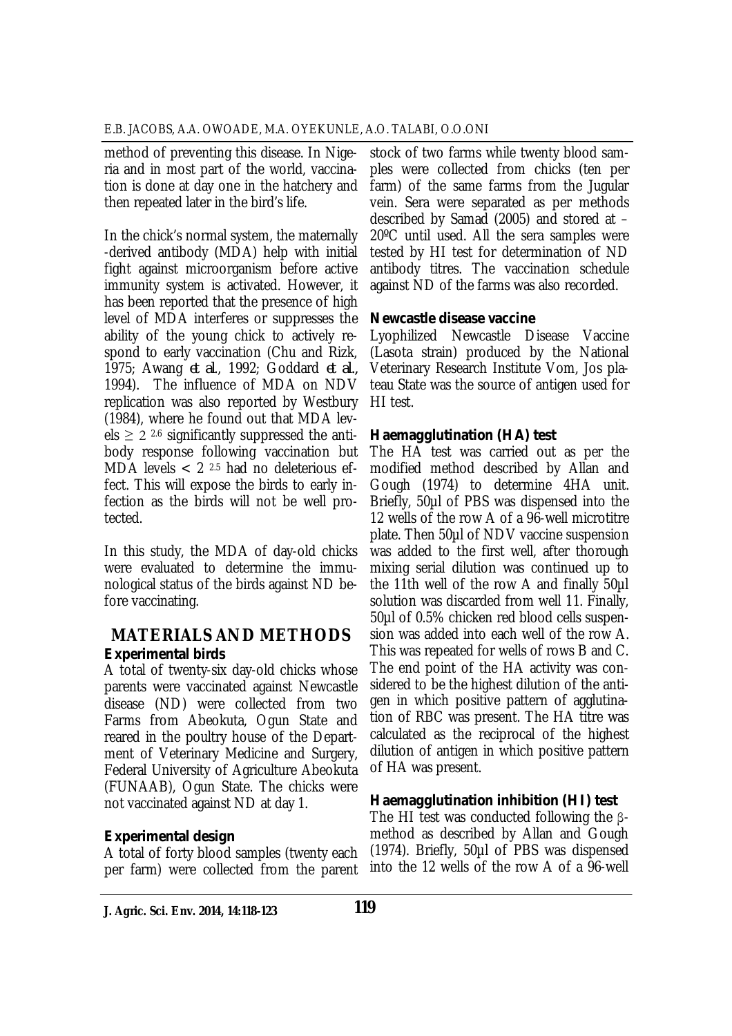method of preventing this disease. In Nigeria and in most part of the world, vaccination is done at day one in the hatchery and then repeated later in the bird's life.

In the chick's normal system, the maternally-derived antibody (MDA) help with initial fight against microorganism before active immunity system is activated. However, it has been reported that the presence of high level of MDA interferes or suppresses the ability of the young chick to actively respond to early vaccination (Chu and Rizk, 1975; Awang *et al.*, 1992; Goddard *et al.*, 1994). The influence of MDA on NDV replication was also reported by Westbury (1984), where he found out that MDA levels $\geq 2^{2.6}$ significantly suppressed the antibody response following vaccination but MDA levels $< 2^{2.5}$ had no deleterious effect. This will expose the birds to early infection as the birds will not be well protected.

In this study, the MDA of day-old chicks were evaluated to determine the immunological status of the birds against ND before vaccinating.

## MATERIALS AND METHODS

### Experimental birds

A total of twenty-six day-old chicks whose parents were vaccinated against Newcastle disease (ND) were collected from two Farms from Abeokuta, Ogun State and reared in the poultry house of the Department of Veterinary Medicine and Surgery, Federal University of Agriculture Abeokuta (FUNAAB), Ogun State. The chicks were not vaccinated against ND at day 1.

### Experimental design

A total of forty blood samples (twenty each per farm) were collected from the parent stock of two farms while twenty blood samples were collected from chicks (ten per farm) of the same farms from the Jugular vein. Sera were separated as per methods described by Samad (2005) and stored at –20ºC until used. All the sera samples were tested by HI test for determination of ND antibody titres. The vaccination schedule against ND of the farms was also recorded.

### Newcastle disease vaccine

Lyophilized Newcastle Disease Vaccine (Lasota strain) produced by the National Veterinary Research Institute Vom, Jos plateau State was the source of antigen used for HI test.

### Haemagglutination (HA) test

The HA test was carried out as per the modified method described by Allan and Gough (1974) to determine 4HA unit. Briefly, 50µl of PBS was dispensed into the 12 wells of the row A of a 96-well microtitre plate. Then 50µl of NDV vaccine suspension was added to the first well, after thorough mixing serial dilution was continued up to the 11th well of the row A and finally 50µl solution was discarded from well 11. Finally, 50µl of 0.5% chicken red blood cells suspension was added into each well of the row A. This was repeated for wells of rows B and C. The end point of the HA activity was considered to be the highest dilution of the antigen in which positive pattern of agglutination of RBC was present. The HA titre was calculated as the reciprocal of the highest dilution of antigen in which positive pattern of HA was present.

### Haemagglutination inhibition (HI) test

The HI test was conducted following the β-method as described by Allan and Gough (1974). Briefly, 50µl of PBS was dispensed into the 12 wells of the row A of a 96-well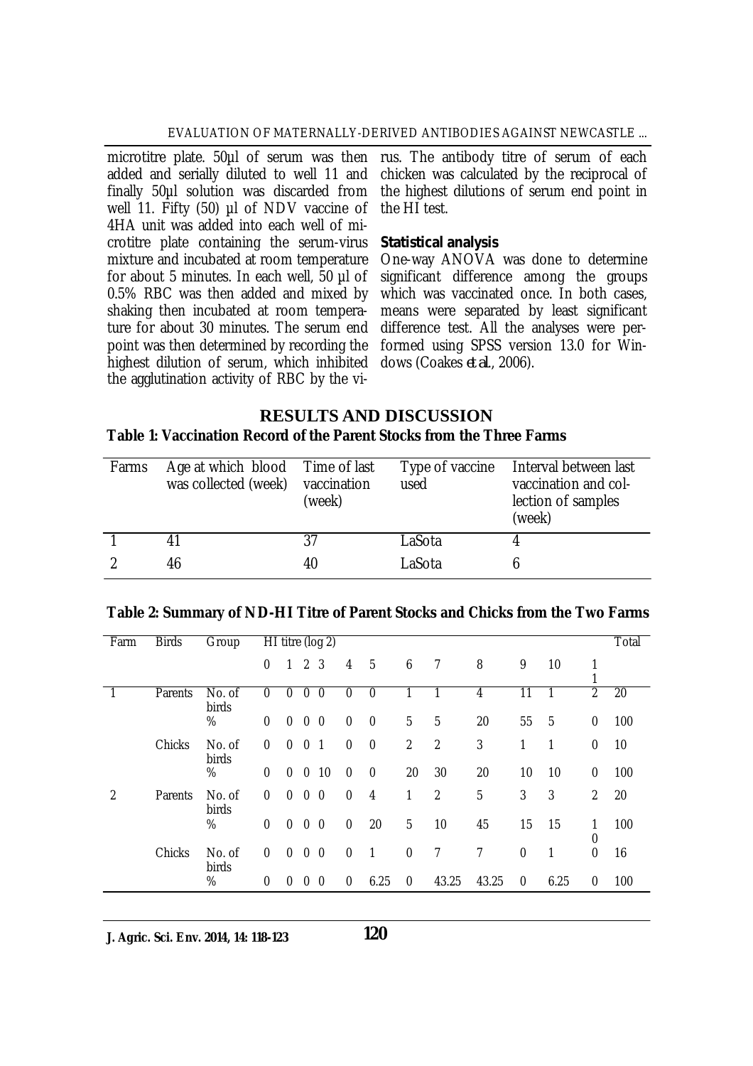microtitre plate. 50µl of serum was then added and serially diluted to well 11 and finally 50µl solution was discarded from well 11. Fifty (50) µl of NDV vaccine of 4HA unit was added into each well of microtitre plate containing the serum-virus mixture and incubated at room temperature for about 5 minutes. In each well, 50 µl of 0.5% RBC was then added and mixed by shaking then incubated at room temperature for about 30 minutes. The serum end point was then determined by recording the highest dilution of serum, which inhibited the agglutination activity of RBC by the virus. The antibody titre of serum of each chicken was calculated by the reciprocal of the highest dilutions of serum end point in the HI test.

**Statistical analysis**

One-way ANOVA was done to determine significant difference among the groups which was vaccinated once. In both cases, means were separated by least significant difference test. All the analyses were performed using SPSS version 13.0 for Windows (Coakes *et al.*, 2006).

## RESULTS AND DISCUSSION

**Table 1: Vaccination Record of the Parent Stocks from the Three Farms**

| Farms | Age at which blood was collected (week) | Time of last vaccination (week) | Type of vaccine used | Interval between last vaccination and collection of samples (week) |
|---|---|---|---|---|
| 1 | 41 | 37 | LaSota | 4 |
| 2 | 46 | 40 | LaSota | 6 |

**Table 2: Summary of ND-HI Titre of Parent Stocks and Chicks from the Two Farms**

| Farm | Birds | Group | HI titre (log 2) | | | | | | | | | | | | Total |
|---|---|---|---|---|---|---|---|---|---|---|---|---|---|---|---|
| | | | 0 | 1 | 2 | 3 | 4 | 5 | 6 | 7 | 8 | 9 | 10 | 11 | |
| 1 | Parents | No. of birds | 0 | 0 | 0 | 0 | 0 | 0 | 1 | 1 | 4 | 11 | 1 | 2 | 20 |
| | | % | 0 | 0 | 0 | 0 | 0 | 0 | 5 | 5 | 20 | 55 | 5 | 0 | 100 |
| | Chicks | No. of birds | 0 | 0 | 0 | 1 | 0 | 0 | 2 | 2 | 3 | 1 | 1 | 0 | 10 |
| | | % | 0 | 0 | 0 | 10 | 0 | 0 | 20 | 30 | 20 | 10 | 10 | 0 | 100 |
| 2 | Parents | No. of birds | 0 | 0 | 0 | 0 | 0 | 4 | 1 | 2 | 5 | 3 | 3 | 2 | 20 |
| | | % | 0 | 0 | 0 | 0 | 0 | 20 | 5 | 10 | 45 | 15 | 15 | 10 | 100 |
| | Chicks | No. of birds | 0 | 0 | 0 | 0 | 0 | 1 | 0 | 7 | 7 | 0 | 1 | 0 | 16 |
| | | % | 0 | 0 | 0 | 0 | 0 | 6.25 | 0 | 43.25 | 43.25 | 0 | 6.25 | 0 | 100 |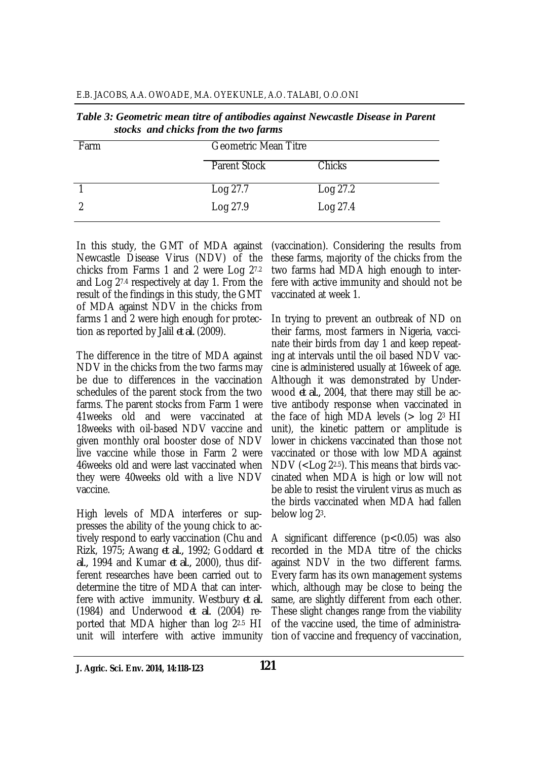*Table 3: Geometric mean titre of antibodies against Newcastle Disease in Parent stocks and chicks from the two farms*

| Farm | Geometric Mean Titre | |
|---|---|---|
| | Parent Stock | Chicks |
| 1 | Log $2^{7.7}$ | Log $2^{7.2}$ |
| 2 | Log $2^{7.9}$ | Log $2^{7.4}$ |

In this study, the GMT of MDA against Newcastle Disease Virus (NDV) of the chicks from Farms 1 and 2 were Log $2^{7.2}$ and Log $2^{7.4}$ respectively at day 1. From the result of the findings in this study, the GMT of MDA against NDV in the chicks from farms 1 and 2 were high enough for protection as reported by Jalil *et al.* (2009).

The difference in the titre of MDA against NDV in the chicks from the two farms may be due to differences in the vaccination schedules of the parent stock from the two farms. The parent stocks from Farm 1 were 41weeks old and were vaccinated at 18weeks with oil-based NDV vaccine and given monthly oral booster dose of NDV live vaccine while those in Farm 2 were 46weeks old and were last vaccinated when they were 40weeks old with a live NDV vaccine.

High levels of MDA interferes or suppresses the ability of the young chick to actively respond to early vaccination (Chu and Rizk, 1975; Awang *et al.*, 1992; Goddard *et al.*, 1994 and Kumar *et al.*, 2000), thus different researches have been carried out to determine the titre of MDA that can interfere with active immunity. Westbury *et al.* (1984) and Underwood *et al.* (2004) reported that MDA higher than log $2^{2.5}$ HI unit will interfere with active immunity (vaccination). Considering the results from these farms, majority of the chicks from the two farms had MDA high enough to interfere with active immunity and should not be vaccinated at week 1.

In trying to prevent an outbreak of ND on their farms, most farmers in Nigeria, vaccinate their birds from day 1 and keep repeating at intervals until the oil based NDV vaccine is administered usually at 16week of age. Although it was demonstrated by Underwood *et al.*, 2004, that there may still be active antibody response when vaccinated in the face of high MDA levels (> log $2^{3}$ HI unit), the kinetic pattern or amplitude is lower in chickens vaccinated than those not vaccinated or those with low MDA against NDV (<Log $2^{2.5}$). This means that birds vaccinated when MDA is high or low will not be able to resist the virulent virus as much as the birds vaccinated when MDA had fallen below log $2^{3}$.

A significant difference ($p<0.05$) was also recorded in the MDA titre of the chicks against NDV in the two different farms. Every farm has its own management systems which, although may be close to being the same, are slightly different from each other. These slight changes range from the viability of the vaccine used, the time of administration of vaccine and frequency of vaccination,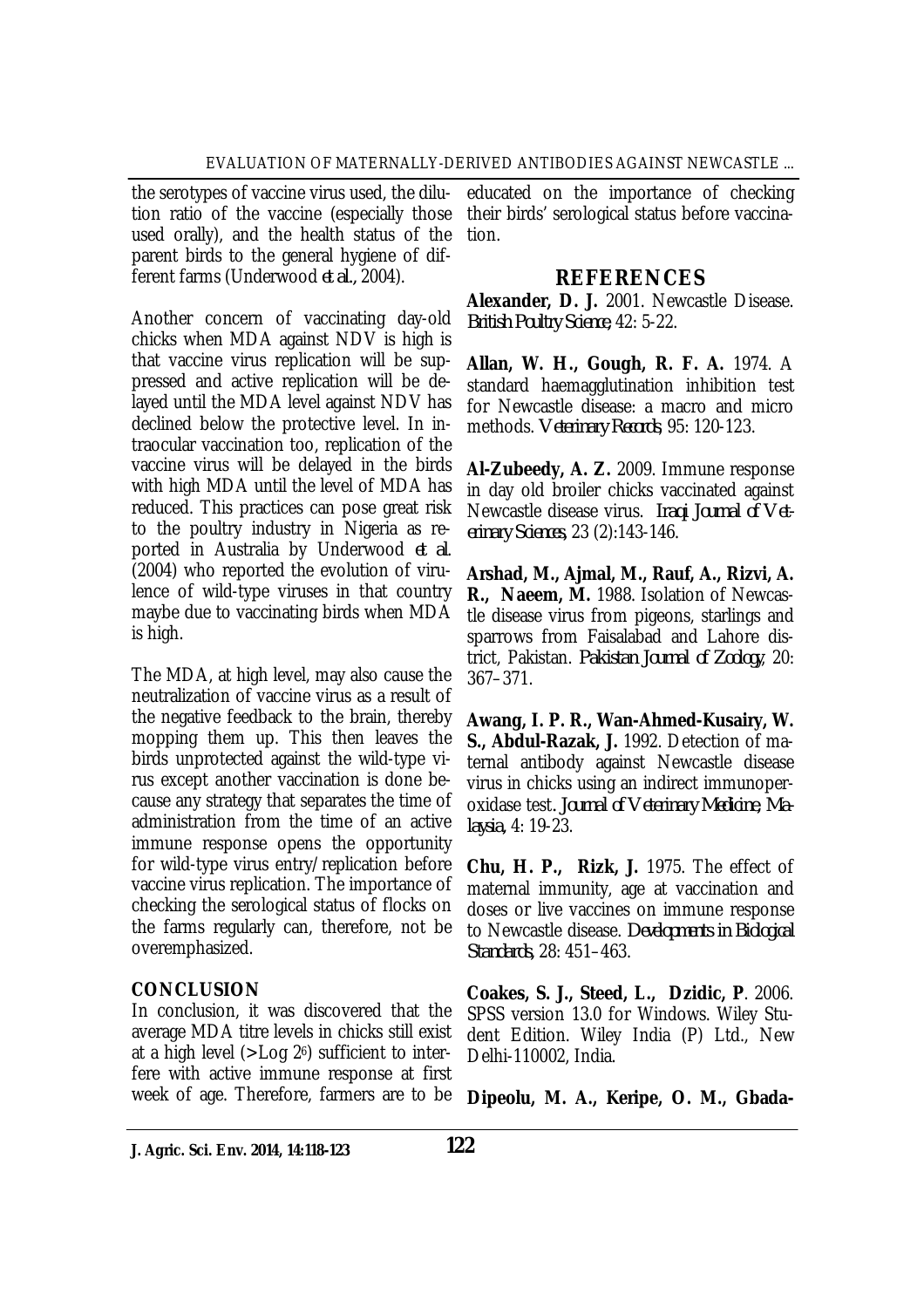the serotypes of vaccine virus used, the dilution ratio of the vaccine (especially those used orally), and the health status of the parent birds to the general hygiene of different farms (Underwood *et al.*, 2004).

Another concern of vaccinating day-old chicks when MDA against NDV is high is that vaccine virus replication will be suppressed and active replication will be delayed until the MDA level against NDV has declined below the protective level. In intraocular vaccination too, replication of the vaccine virus will be delayed in the birds with high MDA until the level of MDA has reduced. This practices can pose great risk to the poultry industry in Nigeria as reported in Australia by Underwood *et al.* (2004) who reported the evolution of virulence of wild-type viruses in that country maybe due to vaccinating birds when MDA is high.

The MDA, at high level, may also cause the neutralization of vaccine virus as a result of the negative feedback to the brain, thereby mopping them up. This then leaves the birds unprotected against the wild-type virus except another vaccination is done because any strategy that separates the time of administration from the time of an active immune response opens the opportunity for wild-type virus entry/replication before vaccine virus replication. The importance of checking the serological status of flocks on the farms regularly can, therefore, not be overemphasized.

## CONCLUSION

In conclusion, it was discovered that the average MDA titre levels in chicks still exist at a high level (>Log $2^6$) sufficient to interfere with active immune response at first week of age. Therefore, farmers are to be educated on the importance of checking their birds' serological status before vaccination.

## REFERENCES

**Alexander, D. J.** 2001. Newcastle Disease. *British Poultry Science*, 42: 5-22.

**Allan, W. H., Gough, R. F. A.** 1974. A standard haemagglutination inhibition test for Newcastle disease: a macro and micro methods. *Veterinary Records*, 95: 120-123.

**Al-Zubeedy, A. Z.** 2009. Immune response in day old broiler chicks vaccinated against Newcastle disease virus. *Iraqi Journal of Veterinary Sciences*, 23 (2):143-146.

**Arshad, M., Ajmal, M., Rauf, A., Rizvi, A. R., Naeem, M.** 1988. Isolation of Newcastle disease virus from pigeons, starlings and sparrows from Faisalabad and Lahore district, Pakistan. *Pakistan Journal of Zoology*, 20: 367–371.

**Awang, I. P. R., Wan-Ahmed-Kusairy, W. S., Abdul-Razak, J.** 1992. Detection of maternal antibody against Newcastle disease virus in chicks using an indirect immunoperoxidase test. *Journal of Veterinary Medicine, Malaysia*, 4: 19-23.

**Chu, H. P., Rizk, J.** 1975. The effect of maternal immunity, age at vaccination and doses or live vaccines on immune response to Newcastle disease. *Developments in Biological Standards*, 28: 451–463.

**Coakes, S. J., Steed, L., Dzidic, P**. 2006. SPSS version 13.0 for Windows. Wiley Student Edition. Wiley India (P) Ltd., New Delhi-110002, India.

**Dipeolu, M. A., Keripe, O. M., Gbada-**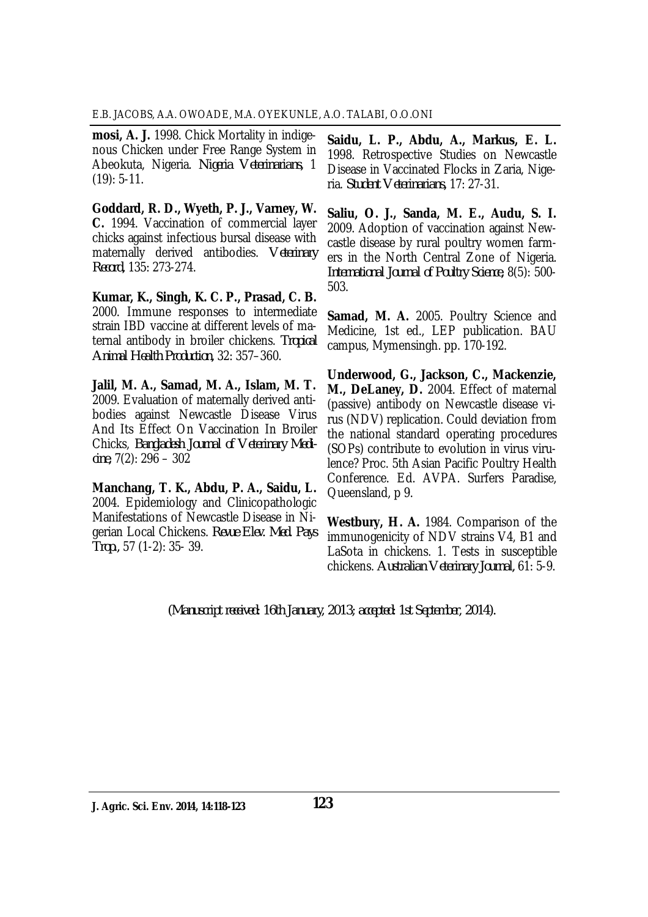**mosi, A. J.** 1998. Chick Mortality in indigenous Chicken under Free Range System in Abeokuta, Nigeria. *Nigeria Veterinarians*, 1 (19): 5-11.

**Goddard, R. D., Wyeth, P. J., Varney, W. C.** 1994. Vaccination of commercial layer chicks against infectious bursal disease with maternally derived antibodies. *Veterinary Record*, 135: 273-274.

**Kumar, K., Singh, K. C. P., Prasad, C. B.** 2000. Immune responses to intermediate strain IBD vaccine at different levels of maternal antibody in broiler chickens. *Tropical Animal Health Production*, 32: 357–360.

**Jalil, M. A., Samad, M. A., Islam, M. T.** 2009. Evaluation of maternally derived antibodies against Newcastle Disease Virus And Its Effect On Vaccination In Broiler Chicks, *Bangladesh Journal of Veterinary Medicine*, 7(2): 296 – 302

**Manchang, T. K., Abdu, P. A., Saidu, L.** 2004. Epidemiology and Clinicopathologic Manifestations of Newcastle Disease in Nigerian Local Chickens. *Revue Elev. Med. Pays Trop.*, 57 (1-2): 35- 39.

**Saidu, L. P., Abdu, A., Markus, E. L.** 1998. Retrospective Studies on Newcastle Disease in Vaccinated Flocks in Zaria, Nigeria. *Student Veterinarians*, 17: 27-31.

**Saliu, O. J., Sanda, M. E., Audu, S. I.** 2009. Adoption of vaccination against Newcastle disease by rural poultry women farmers in the North Central Zone of Nigeria. *International Journal of Poultry Science*, 8(5): 500-503.

**Samad, M. A.** 2005. Poultry Science and Medicine, 1st ed., LEP publication. BAU campus, Mymensingh. pp. 170-192.

**Underwood, G., Jackson, C., Mackenzie, M., DeLaney, D.** 2004. Effect of maternal (passive) antibody on Newcastle disease virus (NDV) replication. Could deviation from the national standard operating procedures (SOPs) contribute to evolution in virus virulence? Proc. 5th Asian Pacific Poultry Health Conference. Ed. AVPA. Surfers Paradise, Queensland, p 9.

**Westbury, H. A.** 1984. Comparison of the immunogenicity of NDV strains V4, B1 and LaSota in chickens. 1. Tests in susceptible chickens. *Australian Veterinary Journal*, 61: 5-9.

*(Manuscript received: 16th January, 2013; accepted: 1st September, 2014).*